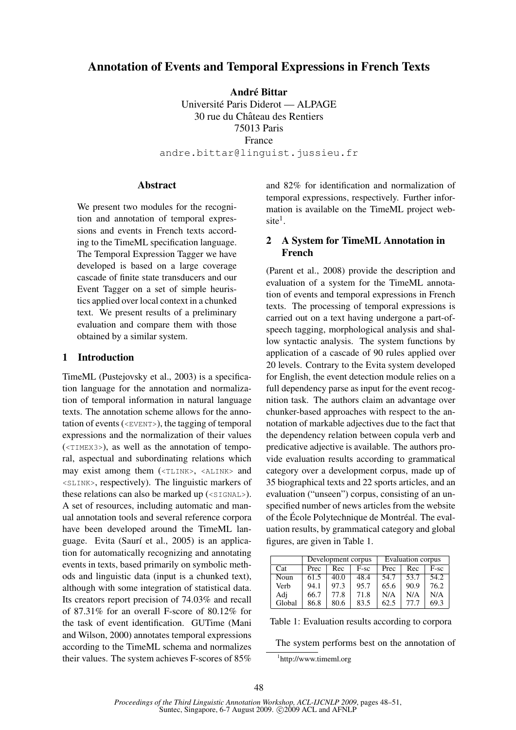# Annotation of Events and Temporal Expressions in French Texts

**André Bittar**
Université Paris Diderot — ALPAGE
30 rue du Château des Rentiers
75013 Paris
France
andre.bittar@linguist.jussieu.fr

## Abstract

We present two modules for the recognition and annotation of temporal expressions and events in French texts according to the TimeML specification language. The Temporal Expression Tagger we have developed is based on a large coverage cascade of finite state transducers and our Event Tagger on a set of simple heuristics applied over local context in a chunked text. We present results of a preliminary evaluation and compare them with those obtained by a similar system.

## 1 Introduction

TimeML (Pustejovsky et al., 2003) is a specification language for the annotation and normalization of temporal information in natural language texts. The annotation scheme allows for the annotation of events (<EVENT>), the tagging of temporal expressions and the normalization of their values (<TIMEX3>), as well as the annotation of temporal, aspectual and subordinating relations which may exist among them (<TLINK>, <ALINK> and <SLINK>, respectively). The linguistic markers of these relations can also be marked up (<SIGNAL>). A set of resources, including automatic and manual annotation tools and several reference corpora have been developed around the TimeML language. Evita (Saurí et al., 2005) is an application for automatically recognizing and annotating events in texts, based primarily on symbolic methods and linguistic data (input is a chunked text), although with some integration of statistical data. Its creators report precision of 74.03% and recall of 87.31% for an overall F-score of 80.12% for the task of event identification. GUTime (Mani and Wilson, 2000) annotates temporal expressions according to the TimeML schema and normalizes their values. The system achieves F-scores of 85% and 82% for identification and normalization of temporal expressions, respectively. Further information is available on the TimeML project website[1].

## 2 A System for TimeML Annotation in French

(Parent et al., 2008) provide the description and evaluation of a system for the TimeML annotation of events and temporal expressions in French texts. The processing of temporal expressions is carried out on a text having undergone a part-of-speech tagging, morphological analysis and shallow syntactic analysis. The system functions by application of a cascade of 90 rules applied over 20 levels. Contrary to the Evita system developed for English, the event detection module relies on a full dependency parse as input for the event recognition task. The authors claim an advantage over chunker-based approaches with respect to the annotation of markable adjectives due to the fact that the dependency relation between copula verb and predicative adjective is available. The authors provide evaluation results according to grammatical category over a development corpus, made up of 35 biographical texts and 22 sports articles, and an evaluation ("unseen") corpus, consisting of an unspecified number of news articles from the website of the École Polytechnique de Montréal. The evaluation results, by grammatical category and global figures, are given in Table 1.

| | Development corpus | | | Evaluation corpus | | |
|---|---|---|---|---|---|---|
| Cat | Prec | Rec | F-sc | Prec | Rec | F-sc |
| Noun | 61.5 | 40.0 | 48.4 | 54.7 | 53.7 | 54.2 |
| Verb | 94.1 | 97.3 | 95.7 | 65.6 | 90.9 | 76.2 |
| Adj | 66.7 | 77.8 | 71.8 | N/A | N/A | N/A |
| Global | 86.8 | 80.6 | 83.5 | 62.5 | 77.7 | 69.3 |

Table 1: Evaluation results according to corpora

The system performs best on the annotation of

[1] http://www.timeml.org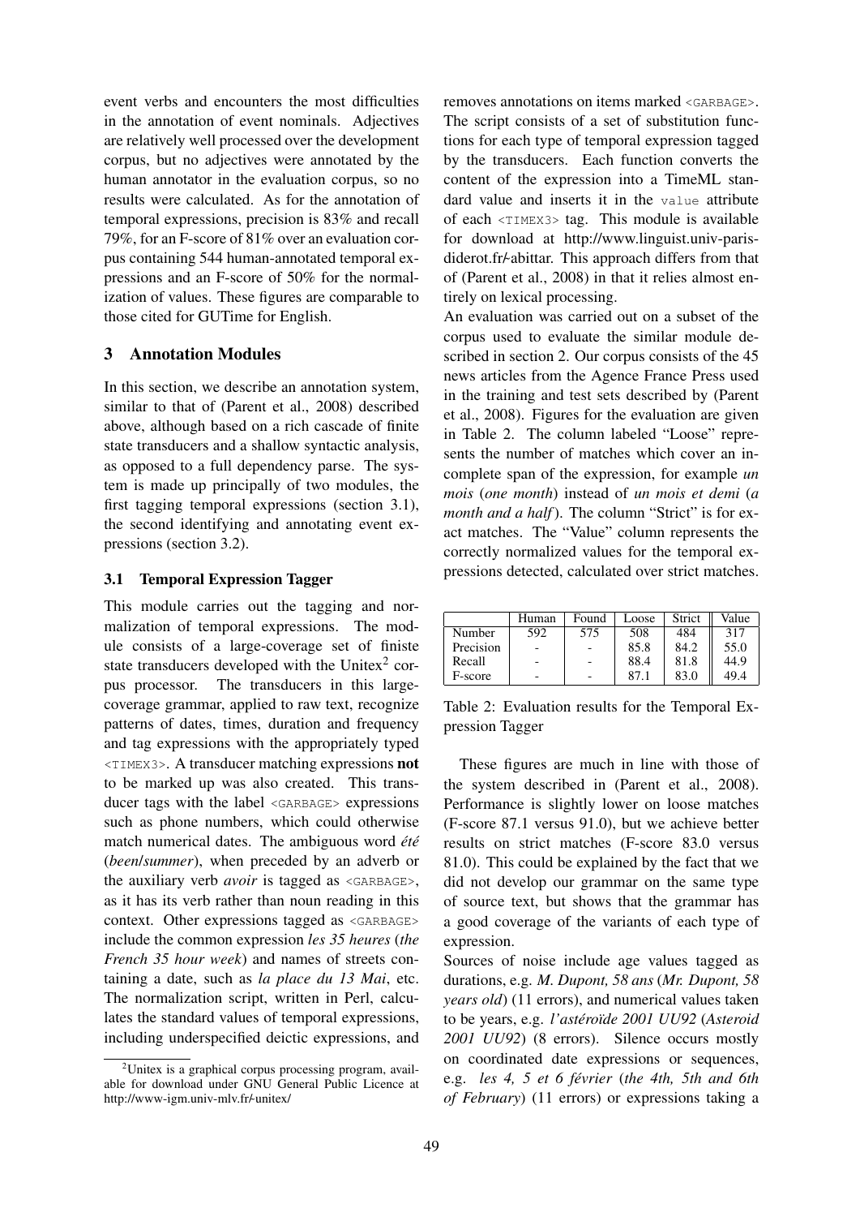event verbs and encounters the most difficulties in the annotation of event nominals. Adjectives are relatively well processed over the development corpus, but no adjectives were annotated by the human annotator in the evaluation corpus, so no results were calculated. As for the annotation of temporal expressions, precision is 83% and recall 79%, for an F-score of 81% over an evaluation corpus containing 544 human-annotated temporal expressions and an F-score of 50% for the normalization of values. These figures are comparable to those cited for GUTime for English.

## 3 Annotation Modules

In this section, we describe an annotation system, similar to that of (Parent et al., 2008) described above, although based on a rich cascade of finite state transducers and a shallow syntactic analysis, as opposed to a full dependency parse. The system is made up principally of two modules, the first tagging temporal expressions (section 3.1), the second identifying and annotating event expressions (section 3.2).

### 3.1 Temporal Expression Tagger

This module carries out the tagging and normalization of temporal expressions. The module consists of a large-coverage set of finiste state transducers developed with the Unitex[2] corpus processor. The transducers in this large-coverage grammar, applied to raw text, recognize patterns of dates, times, duration and frequency and tag expressions with the appropriately typed `<TIMEX3>`. A transducer matching expressions **not** to be marked up was also created. This transducer tags with the label `<GARBAGE>` expressions such as phone numbers, which could otherwise match numerical dates. The ambiguous word *été* (*been*/*summer*), when preceded by an adverb or the auxiliary verb *avoir* is tagged as `<GARBAGE>`, as it has its verb rather than noun reading in this context. Other expressions tagged as `<GARBAGE>` include the common expression *les 35 heures* (*the French 35 hour week*) and names of streets containing a date, such as *la place du 13 Mai*, etc. The normalization script, written in Perl, calculates the standard values of temporal expressions, including underspecified deictic expressions, and removes annotations on items marked `<GARBAGE>`. The script consists of a set of substitution functions for each type of temporal expression tagged by the transducers. Each function converts the content of the expression into a TimeML standard value and inserts it in the `value` attribute of each `<TIMEX3>` tag. This module is available for download at http://www.linguist.univ-paris-diderot.fr/~abittar. This approach differs from that of (Parent et al., 2008) in that it relies almost entirely on lexical processing.

An evaluation was carried out on a subset of the corpus used to evaluate the similar module described in section 2. Our corpus consists of the 45 news articles from the Agence France Press used in the training and test sets described by (Parent et al., 2008). Figures for the evaluation are given in Table 2. The column labeled "Loose" represents the number of matches which cover an incomplete span of the expression, for example *un mois* (*one month*) instead of *un mois et demi* (*a month and a half*). The column "Strict" is for exact matches. The "Value" column represents the correctly normalized values for the temporal expressions detected, calculated over strict matches.

| | Human | Found | Loose | Strict | Value |
|---|---|---|---|---|---|
| Number | 592 | 575 | 508 | 484 | 317 |
| Precision | - | - | 85.8 | 84.2 | 55.0 |
| Recall | - | - | 88.4 | 81.8 | 44.9 |
| F-score | - | - | 87.1 | 83.0 | 49.4 |

Table 2: Evaluation results for the Temporal Expression Tagger

These figures are much in line with those of the system described in (Parent et al., 2008). Performance is slightly lower on loose matches (F-score 87.1 versus 91.0), but we achieve better results on strict matches (F-score 83.0 versus 81.0). This could be explained by the fact that we did not develop our grammar on the same type of source text, but shows that the grammar has a good coverage of the variants of each type of expression.

Sources of noise include age values tagged as durations, e.g. *M. Dupont, 58 ans* (*Mr. Dupont, 58 years old*) (11 errors), and numerical values taken to be years, e.g. *l'astéroïde 2001 UU92* (*Asteroid 2001 UU92*) (8 errors). Silence occurs mostly on coordinated date expressions or sequences, e.g. *les 4, 5 et 6 février* (*the 4th, 5th and 6th of February*) (11 errors) or expressions taking a

[2] Unitex is a graphical corpus processing program, available for download under GNU General Public Licence at http://www-igm.univ-mlv.fr/~unitex/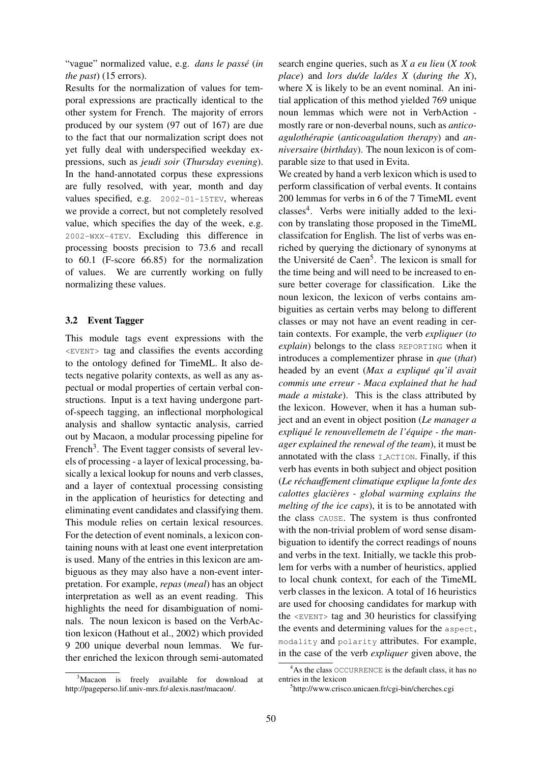"vague" normalized value, e.g. *dans le passé* (*in the past*) (15 errors).

Results for the normalization of values for temporal expressions are practically identical to the other system for French. The majority of errors produced by our system (97 out of 167) are due to the fact that our normalization script does not yet fully deal with underspecified weekday expressions, such as *jeudi soir* (*Thursday evening*). In the hand-annotated corpus these expressions are fully resolved, with year, month and day values specified, e.g. `2002-01-15TEV`, whereas we provide a correct, but not completely resolved value, which specifies the day of the week, e.g. `2002-WXX-4TEV`. Excluding this difference in processing boosts precision to 73.6 and recall to 60.1 (F-score 66.85) for the normalization of values. We are currently working on fully normalizing these values.

### 3.2 Event Tagger

This module tags event expressions with the `<EVENT>` tag and classifies the events according to the ontology defined for TimeML. It also detects negative polarity contexts, as well as any aspectual or modal properties of certain verbal constructions. Input is a text having undergone part-of-speech tagging, an inflectional morphological analysis and shallow syntactic analysis, carried out by Macaon, a modular processing pipeline for French[3]. The Event tagger consists of several levels of processing - a layer of lexical processing, basically a lexical lookup for nouns and verb classes, and a layer of contextual processing consisting in the application of heuristics for detecting and eliminating event candidates and classifying them. This module relies on certain lexical resources. For the detection of event nominals, a lexicon containing nouns with at least one event interpretation is used. Many of the entries in this lexicon are ambiguous as they may also have a non-event interpretation. For example, *repas* (*meal*) has an object interpretation as well as an event reading. This highlights the need for disambiguation of nominals. The noun lexicon is based on the VerbAction lexicon (Hathout et al., 2002) which provided 9 200 unique deverbal noun lemmas. We further enriched the lexicon through semi-automated search engine queries, such as *X a eu lieu* (*X took place*) and *lors du/de la/des X* (*during the X*), where X is likely to be an event nominal. An initial application of this method yielded 769 unique noun lemmas which were not in VerbAction - mostly rare or non-deverbal nouns, such as *anticoagulothérapie* (*anticoagulation therapy*) and *anniversaire* (*birthday*). The noun lexicon is of comparable size to that used in Evita.

We created by hand a verb lexicon which is used to perform classification of verbal events. It contains 200 lemmas for verbs in 6 of the 7 TimeML event classes[4]. Verbs were initially added to the lexicon by translating those proposed in the TimeML classifcation for English. The list of verbs was enriched by querying the dictionary of synonyms at the Université de Caen[5]. The lexicon is small for the time being and will need to be increased to ensure better coverage for classification. Like the noun lexicon, the lexicon of verbs contains ambiguities as certain verbs may belong to different classes or may not have an event reading in certain contexts. For example, the verb *expliquer* (*to explain*) belongs to the class `REPORTING` when it introduces a complementizer phrase in *que* (*that*) headed by an event (*Max a expliqué qu'il avait commis une erreur - Maca explained that he had made a mistake*). This is the class attributed by the lexicon. However, when it has a human subject and an event in object position (*Le manager a expliqué le renouvellemetn de l'équipe - the manager explained the renewal of the team*), it must be annotated with the class `I_ACTION`. Finally, if this verb has events in both subject and object position (*Le réchauffement climatique explique la fonte des calottes glacières - global warming explains the melting of the ice caps*), it is to be annotated with the class `CAUSE`. The system is thus confronted with the non-trivial problem of word sense disambiguation to identify the correct readings of nouns and verbs in the text. Initially, we tackle this problem for verbs with a number of heuristics, applied to local chunk context, for each of the TimeML verb classes in the lexicon. A total of 16 heuristics are used for choosing candidates for markup with the `<EVENT>` tag and 30 heuristics for classifying the events and determining values for the `aspect`, `modality` and `polarity` attributes. For example, in the case of the verb *expliquer* given above, the

[3] Macaon is freely available for download at http://pageperso.lif.univ-mrs.fr/~alexis.nasr/macaon/.

[4] As the class OCCURRENCE is the default class, it has no entries in the lexicon

[5] http://www.crisco.unicaen.fr/cgi-bin/cherches.cgi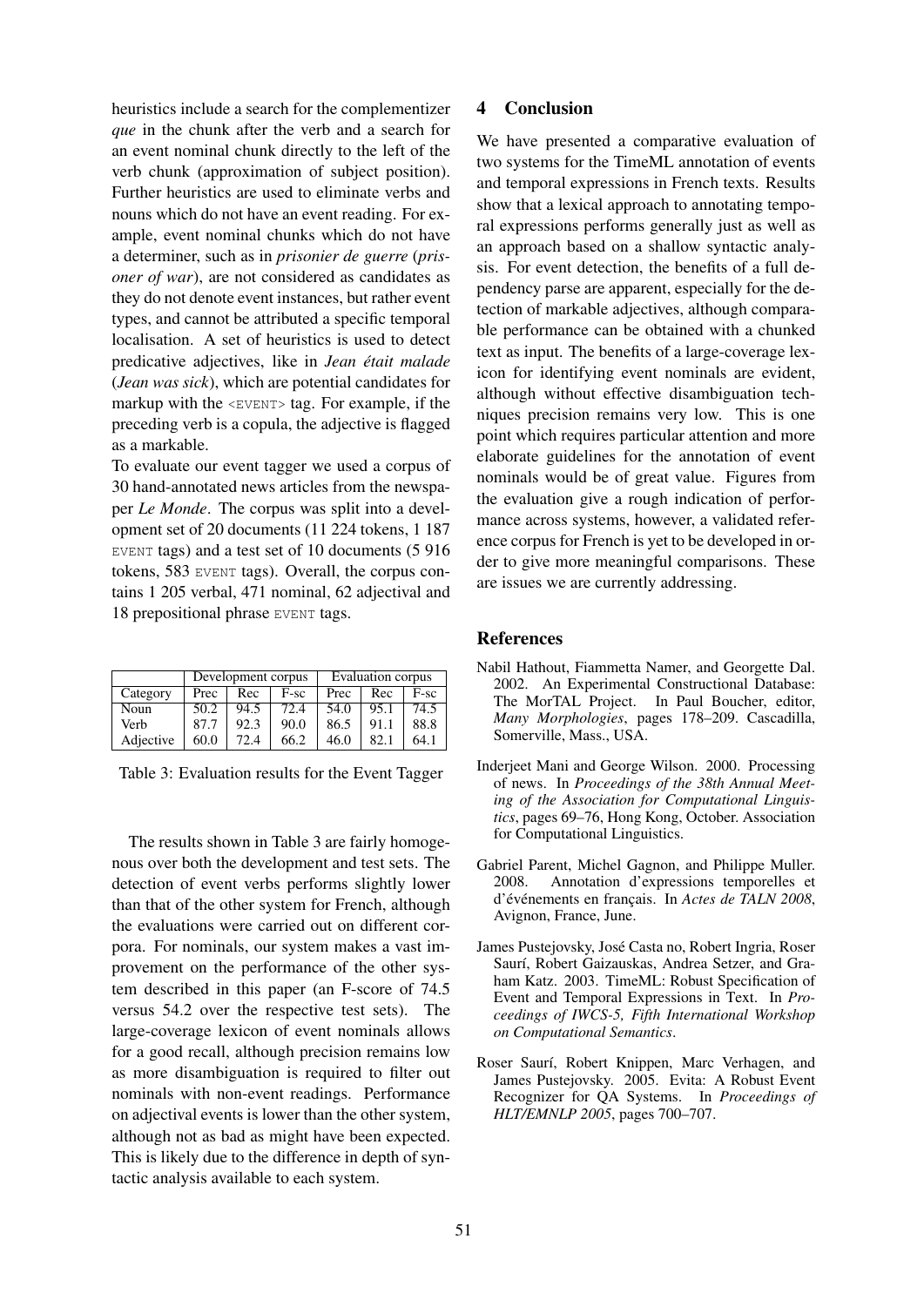heuristics include a search for the complementizer *que* in the chunk after the verb and a search for an event nominal chunk directly to the left of the verb chunk (approximation of subject position). Further heuristics are used to eliminate verbs and nouns which do not have an event reading. For example, event nominal chunks which do not have a determiner, such as in *prisonier de guerre* (*prisoner of war*), are not considered as candidates as they do not denote event instances, but rather event types, and cannot be attributed a specific temporal localisation. A set of heuristics is used to detect predicative adjectives, like in *Jean était malade* (*Jean was sick*), which are potential candidates for markup with the <EVENT> tag. For example, if the preceding verb is a copula, the adjective is flagged as a markable.

To evaluate our event tagger we used a corpus of 30 hand-annotated news articles from the newspaper *Le Monde*. The corpus was split into a development set of 20 documents (11 224 tokens, 1 187 EVENT tags) and a test set of 10 documents (5 916 tokens, 583 EVENT tags). Overall, the corpus contains 1 205 verbal, 471 nominal, 62 adjectival and 18 prepositional phrase EVENT tags.

| | Development corpus | | | Evaluation corpus | | |
|---|---|---|---|---|---|---|
| Category | Prec | Rec | F-sc | Prec | Rec | F-sc |
| Noun | 50.2 | 94.5 | 72.4 | 54.0 | 95.1 | 74.5 |
| Verb | 87.7 | 92.3 | 90.0 | 86.5 | 91.1 | 88.8 |
| Adjective | 60.0 | 72.4 | 66.2 | 46.0 | 82.1 | 64.1 |

Table 3: Evaluation results for the Event Tagger

The results shown in Table 3 are fairly homogenous over both the development and test sets. The detection of event verbs performs slightly lower than that of the other system for French, although the evaluations were carried out on different corpora. For nominals, our system makes a vast improvement on the performance of the other system described in this paper (an F-score of 74.5 versus 54.2 over the respective test sets). The large-coverage lexicon of event nominals allows for a good recall, although precision remains low as more disambiguation is required to filter out nominals with non-event readings. Performance on adjectival events is lower than the other system, although not as bad as might have been expected. This is likely due to the difference in depth of syntactic analysis available to each system.

## 4 Conclusion

We have presented a comparative evaluation of two systems for the TimeML annotation of events and temporal expressions in French texts. Results show that a lexical approach to annotating temporal expressions performs generally just as well as an approach based on a shallow syntactic analysis. For event detection, the benefits of a full dependency parse are apparent, especially for the detection of markable adjectives, although comparable performance can be obtained with a chunked text as input. The benefits of a large-coverage lexicon for identifying event nominals are evident, although without effective disambiguation techniques precision remains very low. This is one point which requires particular attention and more elaborate guidelines for the annotation of event nominals would be of great value. Figures from the evaluation give a rough indication of performance across systems, however, a validated reference corpus for French is yet to be developed in order to give more meaningful comparisons. These are issues we are currently addressing.

## References

Nabil Hathout, Fiammetta Namer, and Georgette Dal. 2002. An Experimental Constructional Database: The MorTAL Project. In Paul Boucher, editor, *Many Morphologies*, pages 178–209. Cascadilla, Somerville, Mass., USA.

Inderjeet Mani and George Wilson. 2000. Processing of news. In *Proceedings of the 38th Annual Meeting of the Association for Computational Linguistics*, pages 69–76, Hong Kong, October. Association for Computational Linguistics.

Gabriel Parent, Michel Gagnon, and Philippe Muller. 2008. Annotation d'expressions temporelles et d'événements en français. In *Actes de TALN 2008*, Avignon, France, June.

James Pustejovsky, José Casta no, Robert Ingria, Roser Saurí, Robert Gaizauskas, Andrea Setzer, and Graham Katz. 2003. TimeML: Robust Specification of Event and Temporal Expressions in Text. In *Proceedings of IWCS-5, Fifth International Workshop on Computational Semantics*.

Roser Saurí, Robert Knippen, Marc Verhagen, and James Pustejovsky. 2005. Evita: A Robust Event Recognizer for QA Systems. In *Proceedings of HLT/EMNLP 2005*, pages 700–707.